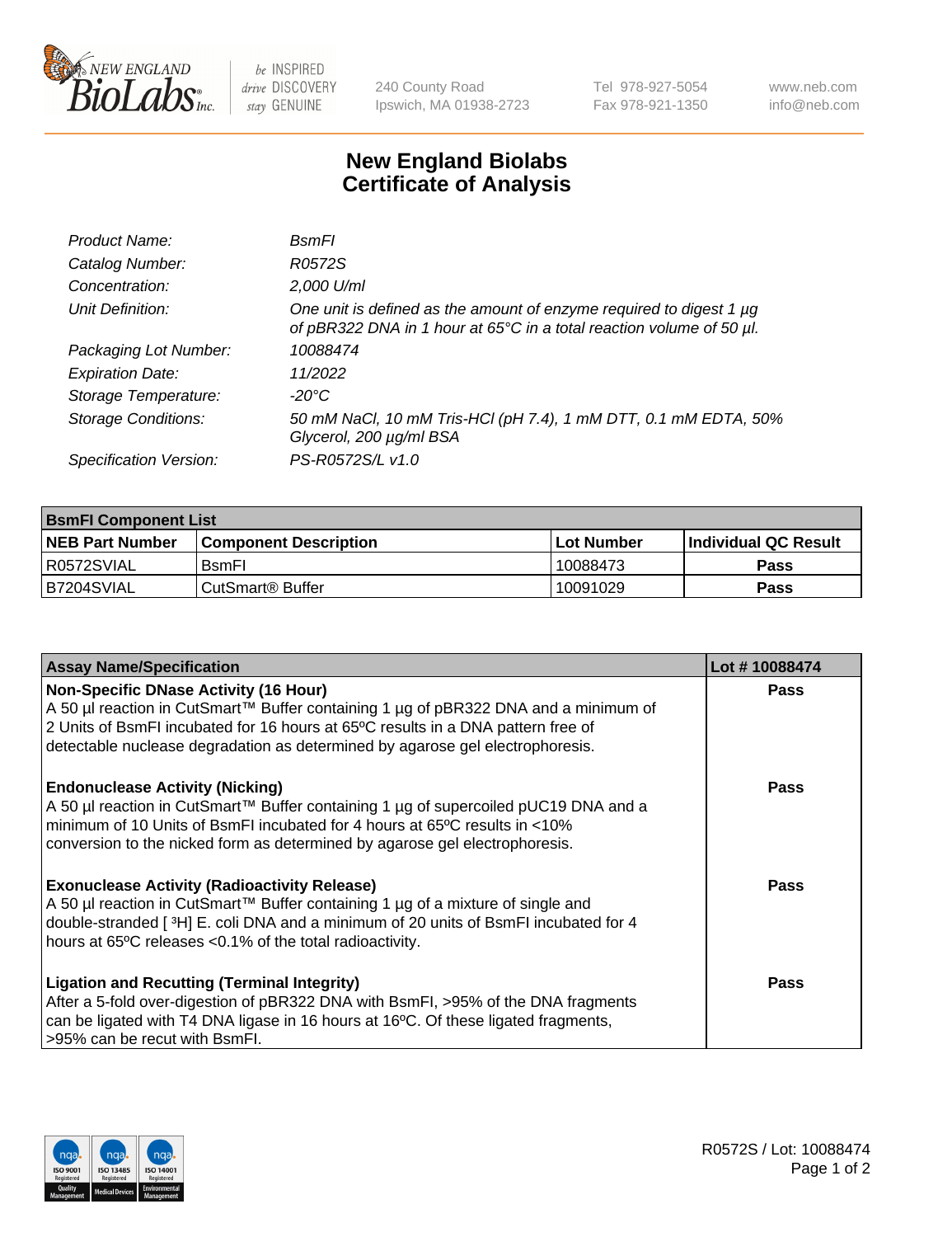# New England Biolabs Certificate of Analysis

| | |
|---|---|
| *Product Name:* | *BsmFI* |
| *Catalog Number:* | *R0572S* |
| *Concentration:* | *2,000 U/ml* |
| *Unit Definition:* | *One unit is defined as the amount of enzyme required to digest 1 µg of pBR322 DNA in 1 hour at 65°C in a total reaction volume of 50 µl.* |
| *Packaging Lot Number:* | *10088474* |
| *Expiration Date:* | *11/2022* |
| *Storage Temperature:* | *-20°C* |
| *Storage Conditions:* | *50 mM NaCl, 10 mM Tris-HCl (pH 7.4), 1 mM DTT, 0.1 mM EDTA, 50% Glycerol, 200 µg/ml BSA* |
| *Specification Version:* | *PS-R0572S/L v1.0* |

| BsmFI Component List | | | |
|---|---|---|---|
| **NEB Part Number** | **Component Description** | **Lot Number** | **Individual QC Result** |
| R0572SVIAL | BsmFI | 10088473 | **Pass** |
| B7204SVIAL | CutSmart® Buffer | 10091029 | **Pass** |

| Assay Name/Specification | Lot # 10088474 |
|---|---|
| **Non-Specific DNase Activity (16 Hour)** A 50 µl reaction in CutSmart™ Buffer containing 1 µg of pBR322 DNA and a minimum of 2 Units of BsmFI incubated for 16 hours at 65ºC results in a DNA pattern free of detectable nuclease degradation as determined by agarose gel electrophoresis. | **Pass** |
| **Endonuclease Activity (Nicking)** A 50 µl reaction in CutSmart™ Buffer containing 1 µg of supercoiled pUC19 DNA and a minimum of 10 Units of BsmFI incubated for 4 hours at 65ºC results in <10% conversion to the nicked form as determined by agarose gel electrophoresis. | **Pass** |
| **Exonuclease Activity (Radioactivity Release)** A 50 µl reaction in CutSmart™ Buffer containing 1 µg of a mixture of single and double-stranded [ $^3$H] E. coli DNA and a minimum of 20 units of BsmFI incubated for 4 hours at 65ºC releases <0.1% of the total radioactivity. | **Pass** |
| **Ligation and Recutting (Terminal Integrity)** After a 5-fold over-digestion of pBR322 DNA with BsmFI, >95% of the DNA fragments can be ligated with T4 DNA ligase in 16 hours at 16ºC. Of these ligated fragments, >95% can be recut with BsmFI. | **Pass** |

R0572S / Lot: 10088474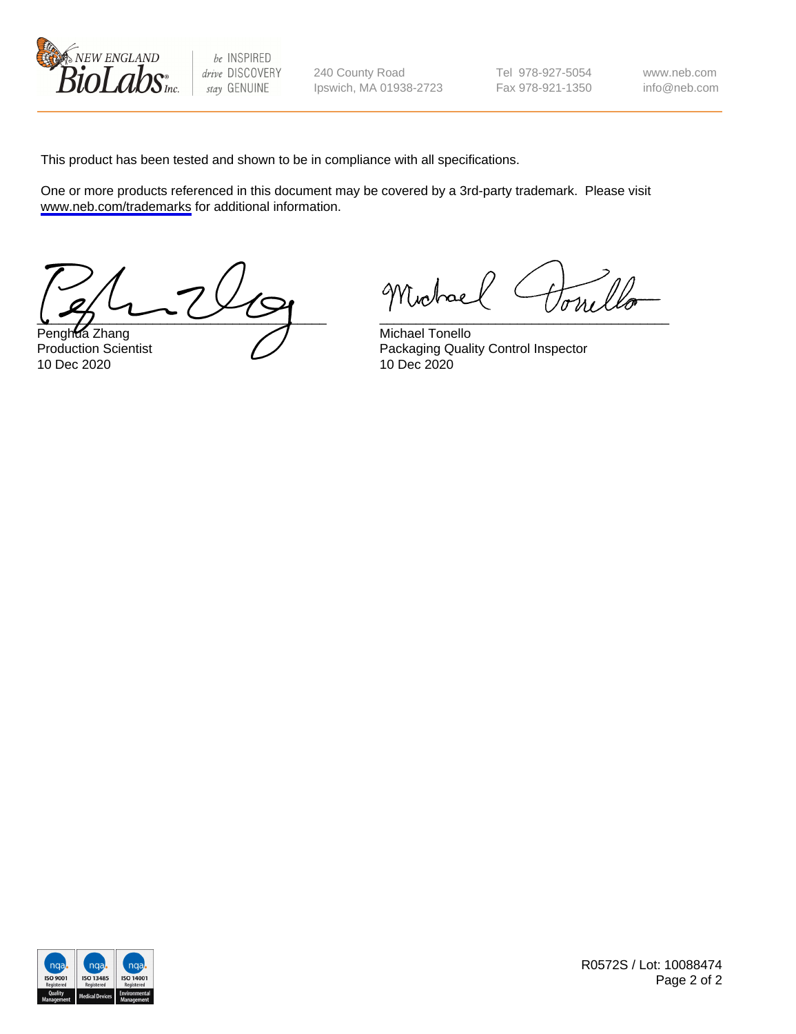This product has been tested and shown to be in compliance with all specifications.

One or more products referenced in this document may be covered by a 3rd-party trademark. Please visit www.neb.com/trademarks for additional information.

Penghua Zhang
Production Scientist
10 Dec 2020

Michael Tonello
Packaging Quality Control Inspector
10 Dec 2020

R0572S / Lot: 10088474